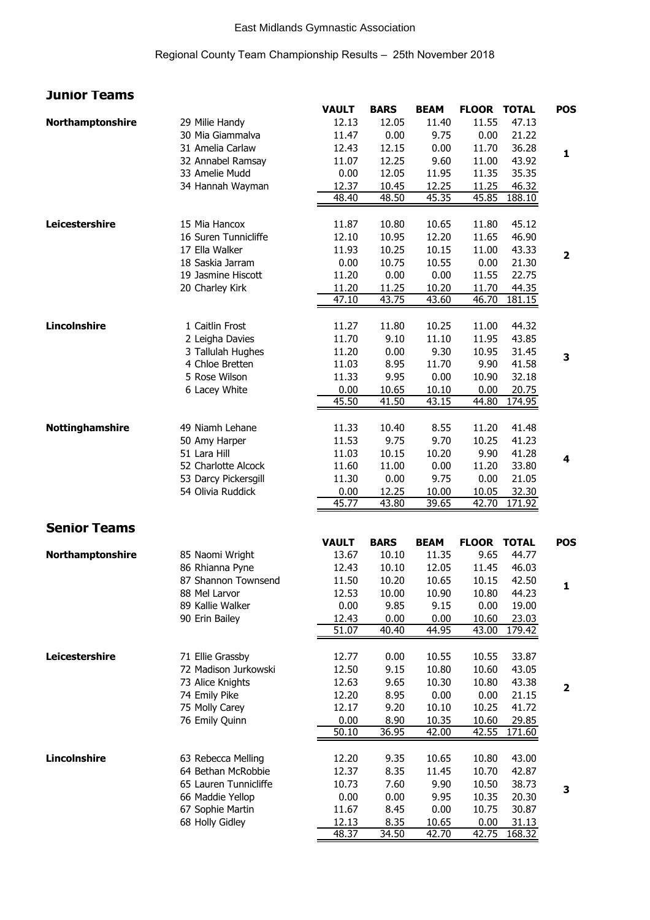East Midlands Gymnastic Association

Regional County Team Championship Results – 25th November 2018

## Junior Teams

| | | VAULT | BARS | BEAM | FLOOR | TOTAL | POS |
|---|---|---|---|---|---|---|---|
| **Northamptonshire** | 29 Milie Handy | 12.13 | 12.05 | 11.40 | 11.55 | 47.13 | |
| | 30 Mia Giammalva | 11.47 | 0.00 | 9.75 | 0.00 | 21.22 | |
| | 31 Amelia Carlaw | 12.43 | 12.15 | 0.00 | 11.70 | 36.28 | 1 |
| | 32 Annabel Ramsay | 11.07 | 12.25 | 9.60 | 11.00 | 43.92 | |
| | 33 Amelie Mudd | 0.00 | 12.05 | 11.95 | 11.35 | 35.35 | |
| | 34 Hannah Wayman | 12.37 | 10.45 | 12.25 | 11.25 | 46.32 | |
| | | 48.40 | 48.50 | 45.35 | 45.85 | 188.10 | |
| **Leicestershire** | 15 Mia Hancox | 11.87 | 10.80 | 10.65 | 11.80 | 45.12 | |
| | 16 Suren Tunnicliffe | 12.10 | 10.95 | 12.20 | 11.65 | 46.90 | |
| | 17 Ella Walker | 11.93 | 10.25 | 10.15 | 11.00 | 43.33 | 2 |
| | 18 Saskia Jarram | 0.00 | 10.75 | 10.55 | 0.00 | 21.30 | |
| | 19 Jasmine Hiscott | 11.20 | 0.00 | 0.00 | 11.55 | 22.75 | |
| | 20 Charley Kirk | 11.20 | 11.25 | 10.20 | 11.70 | 44.35 | |
| | | 47.10 | 43.75 | 43.60 | 46.70 | 181.15 | |
| **Lincolnshire** | 1 Caitlin Frost | 11.27 | 11.80 | 10.25 | 11.00 | 44.32 | |
| | 2 Leigha Davies | 11.70 | 9.10 | 11.10 | 11.95 | 43.85 | |
| | 3 Tallulah Hughes | 11.20 | 0.00 | 9.30 | 10.95 | 31.45 | 3 |
| | 4 Chloe Bretten | 11.03 | 8.95 | 11.70 | 9.90 | 41.58 | |
| | 5 Rose Wilson | 11.33 | 9.95 | 0.00 | 10.90 | 32.18 | |
| | 6 Lacey White | 0.00 | 10.65 | 10.10 | 0.00 | 20.75 | |
| | | 45.50 | 41.50 | 43.15 | 44.80 | 174.95 | |
| **Nottinghamshire** | 49 Niamh Lehane | 11.33 | 10.40 | 8.55 | 11.20 | 41.48 | |
| | 50 Amy Harper | 11.53 | 9.75 | 9.70 | 10.25 | 41.23 | |
| | 51 Lara Hill | 11.03 | 10.15 | 10.20 | 9.90 | 41.28 | 4 |
| | 52 Charlotte Alcock | 11.60 | 11.00 | 0.00 | 11.20 | 33.80 | |
| | 53 Darcy Pickersgill | 11.30 | 0.00 | 9.75 | 0.00 | 21.05 | |
| | 54 Olivia Ruddick | 0.00 | 12.25 | 10.00 | 10.05 | 32.30 | |
| | | 45.77 | 43.80 | 39.65 | 42.70 | 171.92 | |

## Senior Teams

| | | VAULT | BARS | BEAM | FLOOR | TOTAL | POS |
|---|---|---|---|---|---|---|---|
| **Northamptonshire** | 85 Naomi Wright | 13.67 | 10.10 | 11.35 | 9.65 | 44.77 | |
| | 86 Rhianna Pyne | 12.43 | 10.10 | 12.05 | 11.45 | 46.03 | |
| | 87 Shannon Townsend | 11.50 | 10.20 | 10.65 | 10.15 | 42.50 | 1 |
| | 88 Mel Larvor | 12.53 | 10.00 | 10.90 | 10.80 | 44.23 | |
| | 89 Kallie Walker | 0.00 | 9.85 | 9.15 | 0.00 | 19.00 | |
| | 90 Erin Bailey | 12.43 | 0.00 | 0.00 | 10.60 | 23.03 | |
| | | 51.07 | 40.40 | 44.95 | 43.00 | 179.42 | |
| **Leicestershire** | 71 Ellie Grassby | 12.77 | 0.00 | 10.55 | 10.55 | 33.87 | |
| | 72 Madison Jurkowski | 12.50 | 9.15 | 10.80 | 10.60 | 43.05 | |
| | 73 Alice Knights | 12.63 | 9.65 | 10.30 | 10.80 | 43.38 | 2 |
| | 74 Emily Pike | 12.20 | 8.95 | 0.00 | 0.00 | 21.15 | |
| | 75 Molly Carey | 12.17 | 9.20 | 10.10 | 10.25 | 41.72 | |
| | 76 Emily Quinn | 0.00 | 8.90 | 10.35 | 10.60 | 29.85 | |
| | | 50.10 | 36.95 | 42.00 | 42.55 | 171.60 | |
| **Lincolnshire** | 63 Rebecca Melling | 12.20 | 9.35 | 10.65 | 10.80 | 43.00 | |
| | 64 Bethan McRobbie | 12.37 | 8.35 | 11.45 | 10.70 | 42.87 | |
| | 65 Lauren Tunnicliffe | 10.73 | 7.60 | 9.90 | 10.50 | 38.73 | 3 |
| | 66 Maddie Yellop | 0.00 | 0.00 | 9.95 | 10.35 | 20.30 | |
| | 67 Sophie Martin | 11.67 | 8.45 | 0.00 | 10.75 | 30.87 | |
| | 68 Holly Gidley | 12.13 | 8.35 | 10.65 | 0.00 | 31.13 | |
| | | 48.37 | 34.50 | 42.70 | 42.75 | 168.32 | |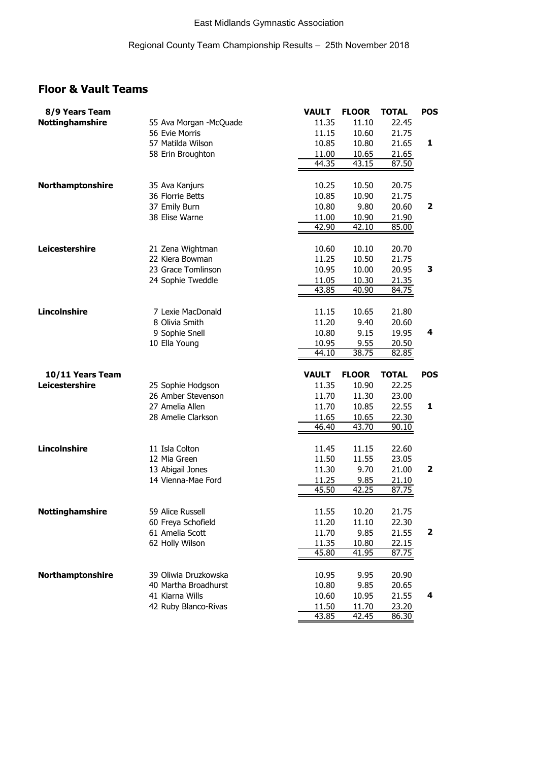East Midlands Gymnastic Association

Regional County Team Championship Results – 25th November 2018

## Floor & Vault Teams

| 8/9 Years Team | | VAULT | FLOOR | TOTAL | POS |
|---|---|---|---|---|---|
| **Nottinghamshire** | 55 Ava Morgan -McQuade | 11.35 | 11.10 | 22.45 | |
| | 56 Evie Morris | 11.15 | 10.60 | 21.75 | |
| | 57 Matilda Wilson | 10.85 | 10.80 | 21.65 | 1 |
| | 58 Erin Broughton | 11.00 | 10.65 | 21.65 | |
| | | 44.35 | 43.15 | 87.50 | |
| **Northamptonshire** | 35 Ava Kanjurs | 10.25 | 10.50 | 20.75 | |
| | 36 Florrie Betts | 10.85 | 10.90 | 21.75 | |
| | 37 Emily Burn | 10.80 | 9.80 | 20.60 | 2 |
| | 38 Elise Warne | 11.00 | 10.90 | 21.90 | |
| | | 42.90 | 42.10 | 85.00 | |
| **Leicestershire** | 21 Zena Wightman | 10.60 | 10.10 | 20.70 | |
| | 22 Kiera Bowman | 11.25 | 10.50 | 21.75 | |
| | 23 Grace Tomlinson | 10.95 | 10.00 | 20.95 | 3 |
| | 24 Sophie Tweddle | 11.05 | 10.30 | 21.35 | |
| | | 43.85 | 40.90 | 84.75 | |
| **Lincolnshire** | 7 Lexie MacDonald | 11.15 | 10.65 | 21.80 | |
| | 8 Olivia Smith | 11.20 | 9.40 | 20.60 | |
| | 9 Sophie Snell | 10.80 | 9.15 | 19.95 | 4 |
| | 10 Ella Young | 10.95 | 9.55 | 20.50 | |
| | | 44.10 | 38.75 | 82.85 | |

| 10/11 Years Team | | VAULT | FLOOR | TOTAL | POS |
|---|---|---|---|---|---|
| **Leicestershire** | 25 Sophie Hodgson | 11.35 | 10.90 | 22.25 | |
| | 26 Amber Stevenson | 11.70 | 11.30 | 23.00 | |
| | 27 Amelia Allen | 11.70 | 10.85 | 22.55 | 1 |
| | 28 Amelie Clarkson | 11.65 | 10.65 | 22.30 | |
| | | 46.40 | 43.70 | 90.10 | |
| **Lincolnshire** | 11 Isla Colton | 11.45 | 11.15 | 22.60 | |
| | 12 Mia Green | 11.50 | 11.55 | 23.05 | |
| | 13 Abigail Jones | 11.30 | 9.70 | 21.00 | 2 |
| | 14 Vienna-Mae Ford | 11.25 | 9.85 | 21.10 | |
| | | 45.50 | 42.25 | 87.75 | |
| **Nottinghamshire** | 59 Alice Russell | 11.55 | 10.20 | 21.75 | |
| | 60 Freya Schofield | 11.20 | 11.10 | 22.30 | |
| | 61 Amelia Scott | 11.70 | 9.85 | 21.55 | 2 |
| | 62 Holly Wilson | 11.35 | 10.80 | 22.15 | |
| | | 45.80 | 41.95 | 87.75 | |
| **Northamptonshire** | 39 Oliwia Druzkowska | 10.95 | 9.95 | 20.90 | |
| | 40 Martha Broadhurst | 10.80 | 9.85 | 20.65 | |
| | 41 Kiarna Wills | 10.60 | 10.95 | 21.55 | 4 |
| | 42 Ruby Blanco-Rivas | 11.50 | 11.70 | 23.20 | |
| | | 43.85 | 42.45 | 86.30 | |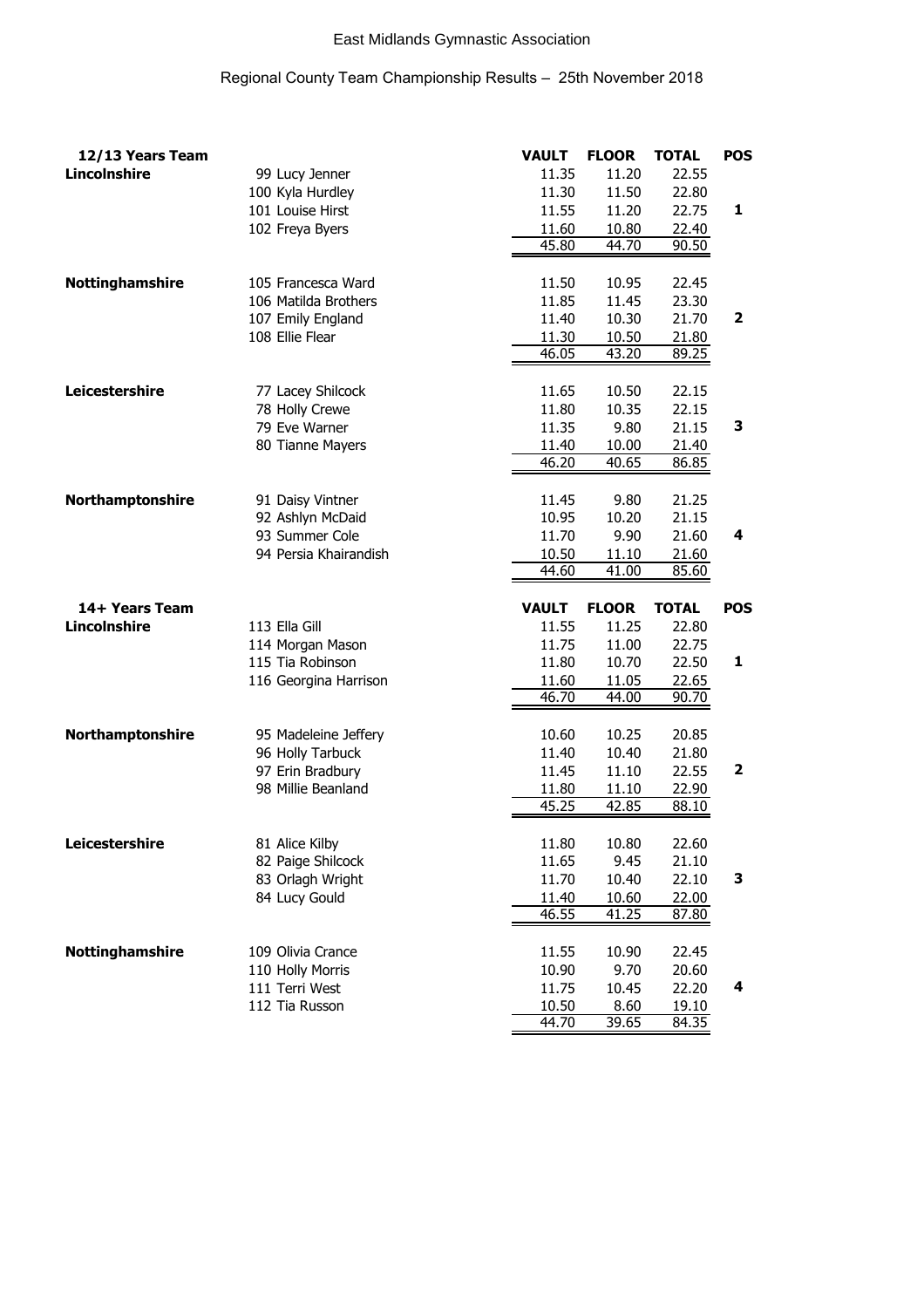East Midlands Gymnastic Association

Regional County Team Championship Results – 25th November 2018

| 12/13 Years Team | | VAULT | FLOOR | TOTAL | POS |
|---|---|---|---|---|---|
| **Lincolnshire** | 99 Lucy Jenner | 11.35 | 11.20 | 22.55 | |
| | 100 Kyla Hurdley | 11.30 | 11.50 | 22.80 | |
| | 101 Louise Hirst | 11.55 | 11.20 | 22.75 | **1** |
| | 102 Freya Byers | 11.60 | 10.80 | 22.40 | |
| | | 45.80 | 44.70 | 90.50 | |
| **Nottinghamshire** | 105 Francesca Ward | 11.50 | 10.95 | 22.45 | |
| | 106 Matilda Brothers | 11.85 | 11.45 | 23.30 | |
| | 107 Emily England | 11.40 | 10.30 | 21.70 | **2** |
| | 108 Ellie Flear | 11.30 | 10.50 | 21.80 | |
| | | 46.05 | 43.20 | 89.25 | |
| **Leicestershire** | 77 Lacey Shilcock | 11.65 | 10.50 | 22.15 | |
| | 78 Holly Crewe | 11.80 | 10.35 | 22.15 | |
| | 79 Eve Warner | 11.35 | 9.80 | 21.15 | **3** |
| | 80 Tianne Mayers | 11.40 | 10.00 | 21.40 | |
| | | 46.20 | 40.65 | 86.85 | |
| **Northamptonshire** | 91 Daisy Vintner | 11.45 | 9.80 | 21.25 | |
| | 92 Ashlyn McDaid | 10.95 | 10.20 | 21.15 | |
| | 93 Summer Cole | 11.70 | 9.90 | 21.60 | **4** |
| | 94 Persia Khairandish | 10.50 | 11.10 | 21.60 | |
| | | 44.60 | 41.00 | 85.60 | |

| 14+ Years Team | | VAULT | FLOOR | TOTAL | POS |
|---|---|---|---|---|---|
| **Lincolnshire** | 113 Ella Gill | 11.55 | 11.25 | 22.80 | |
| | 114 Morgan Mason | 11.75 | 11.00 | 22.75 | |
| | 115 Tia Robinson | 11.80 | 10.70 | 22.50 | **1** |
| | 116 Georgina Harrison | 11.60 | 11.05 | 22.65 | |
| | | 46.70 | 44.00 | 90.70 | |
| **Northamptonshire** | 95 Madeleine Jeffery | 10.60 | 10.25 | 20.85 | |
| | 96 Holly Tarbuck | 11.40 | 10.40 | 21.80 | |
| | 97 Erin Bradbury | 11.45 | 11.10 | 22.55 | **2** |
| | 98 Millie Beanland | 11.80 | 11.10 | 22.90 | |
| | | 45.25 | 42.85 | 88.10 | |
| **Leicestershire** | 81 Alice Kilby | 11.80 | 10.80 | 22.60 | |
| | 82 Paige Shilcock | 11.65 | 9.45 | 21.10 | |
| | 83 Orlagh Wright | 11.70 | 10.40 | 22.10 | **3** |
| | 84 Lucy Gould | 11.40 | 10.60 | 22.00 | |
| | | 46.55 | 41.25 | 87.80 | |
| **Nottinghamshire** | 109 Olivia Crance | 11.55 | 10.90 | 22.45 | |
| | 110 Holly Morris | 10.90 | 9.70 | 20.60 | |
| | 111 Terri West | 11.75 | 10.45 | 22.20 | **4** |
| | 112 Tia Russon | 10.50 | 8.60 | 19.10 | |
| | | 44.70 | 39.65 | 84.35 | |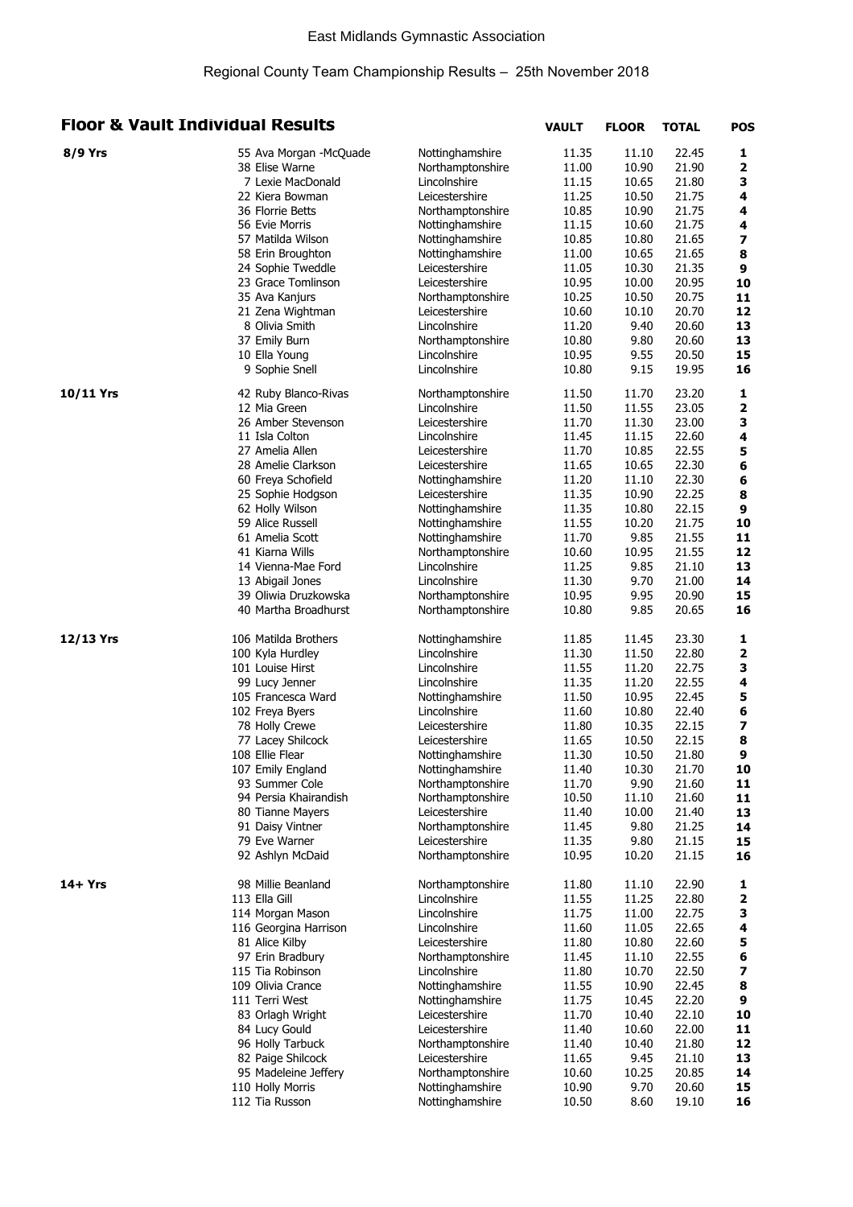East Midlands Gymnastic Association

Regional County Team Championship Results – 25th November 2018

## Floor & Vault Individual Results

| | | | VAULT | FLOOR | TOTAL | POS |
|---|---|---|---|---|---|---|
| **8/9 Yrs** | 55 Ava Morgan -McQuade | Nottinghamshire | 11.35 | 11.10 | 22.45 | **1** |
| | 38 Elise Warne | Northamptonshire | 11.00 | 10.90 | 21.90 | **2** |
| | 7 Lexie MacDonald | Lincolnshire | 11.15 | 10.65 | 21.80 | **3** |
| | 22 Kiera Bowman | Leicestershire | 11.25 | 10.50 | 21.75 | **4** |
| | 36 Florrie Betts | Northamptonshire | 10.85 | 10.90 | 21.75 | **4** |
| | 56 Evie Morris | Nottinghamshire | 11.15 | 10.60 | 21.75 | **4** |
| | 57 Matilda Wilson | Nottinghamshire | 10.85 | 10.80 | 21.65 | **7** |
| | 58 Erin Broughton | Nottinghamshire | 11.00 | 10.65 | 21.65 | **8** |
| | 24 Sophie Tweddle | Leicestershire | 11.05 | 10.30 | 21.35 | **9** |
| | 23 Grace Tomlinson | Leicestershire | 10.95 | 10.00 | 20.95 | **10** |
| | 35 Ava Kanjurs | Northamptonshire | 10.25 | 10.50 | 20.75 | **11** |
| | 21 Zena Wightman | Leicestershire | 10.60 | 10.10 | 20.70 | **12** |
| | 8 Olivia Smith | Lincolnshire | 11.20 | 9.40 | 20.60 | **13** |
| | 37 Emily Burn | Northamptonshire | 10.80 | 9.80 | 20.60 | **13** |
| | 10 Ella Young | Lincolnshire | 10.95 | 9.55 | 20.50 | **15** |
| | 9 Sophie Snell | Lincolnshire | 10.80 | 9.15 | 19.95 | **16** |
| **10/11 Yrs** | 42 Ruby Blanco-Rivas | Northamptonshire | 11.50 | 11.70 | 23.20 | **1** |
| | 12 Mia Green | Lincolnshire | 11.50 | 11.55 | 23.05 | **2** |
| | 26 Amber Stevenson | Leicestershire | 11.70 | 11.30 | 23.00 | **3** |
| | 11 Isla Colton | Lincolnshire | 11.45 | 11.15 | 22.60 | **4** |
| | 27 Amelia Allen | Leicestershire | 11.70 | 10.85 | 22.55 | **5** |
| | 28 Amelie Clarkson | Leicestershire | 11.65 | 10.65 | 22.30 | **6** |
| | 60 Freya Schofield | Nottinghamshire | 11.20 | 11.10 | 22.30 | **6** |
| | 25 Sophie Hodgson | Leicestershire | 11.35 | 10.90 | 22.25 | **8** |
| | 62 Holly Wilson | Nottinghamshire | 11.35 | 10.80 | 22.15 | **9** |
| | 59 Alice Russell | Nottinghamshire | 11.55 | 10.20 | 21.75 | **10** |
| | 61 Amelia Scott | Nottinghamshire | 11.70 | 9.85 | 21.55 | **11** |
| | 41 Kiarna Wills | Northamptonshire | 10.60 | 10.95 | 21.55 | **12** |
| | 14 Vienna-Mae Ford | Lincolnshire | 11.25 | 9.85 | 21.10 | **13** |
| | 13 Abigail Jones | Lincolnshire | 11.30 | 9.70 | 21.00 | **14** |
| | 39 Oliwia Druzkowska | Northamptonshire | 10.95 | 9.95 | 20.90 | **15** |
| | 40 Martha Broadhurst | Northamptonshire | 10.80 | 9.85 | 20.65 | **16** |
| **12/13 Yrs** | 106 Matilda Brothers | Nottinghamshire | 11.85 | 11.45 | 23.30 | **1** |
| | 100 Kyla Hurdley | Lincolnshire | 11.30 | 11.50 | 22.80 | **2** |
| | 101 Louise Hirst | Lincolnshire | 11.55 | 11.20 | 22.75 | **3** |
| | 99 Lucy Jenner | Lincolnshire | 11.35 | 11.20 | 22.55 | **4** |
| | 105 Francesca Ward | Nottinghamshire | 11.50 | 10.95 | 22.45 | **5** |
| | 102 Freya Byers | Lincolnshire | 11.60 | 10.80 | 22.40 | **6** |
| | 78 Holly Crewe | Leicestershire | 11.80 | 10.35 | 22.15 | **7** |
| | 77 Lacey Shilcock | Leicestershire | 11.65 | 10.50 | 22.15 | **8** |
| | 108 Ellie Flear | Nottinghamshire | 11.30 | 10.50 | 21.80 | **9** |
| | 107 Emily England | Nottinghamshire | 11.40 | 10.30 | 21.70 | **10** |
| | 93 Summer Cole | Northamptonshire | 11.70 | 9.90 | 21.60 | **11** |
| | 94 Persia Khairandish | Northamptonshire | 10.50 | 11.10 | 21.60 | **11** |
| | 80 Tianne Mayers | Leicestershire | 11.40 | 10.00 | 21.40 | **13** |
| | 91 Daisy Vintner | Northamptonshire | 11.45 | 9.80 | 21.25 | **14** |
| | 79 Eve Warner | Leicestershire | 11.35 | 9.80 | 21.15 | **15** |
| | 92 Ashlyn McDaid | Northamptonshire | 10.95 | 10.20 | 21.15 | **16** |
| **14+ Yrs** | 98 Millie Beanland | Northamptonshire | 11.80 | 11.10 | 22.90 | **1** |
| | 113 Ella Gill | Lincolnshire | 11.55 | 11.25 | 22.80 | **2** |
| | 114 Morgan Mason | Lincolnshire | 11.75 | 11.00 | 22.75 | **3** |
| | 116 Georgina Harrison | Lincolnshire | 11.60 | 11.05 | 22.65 | **4** |
| | 81 Alice Kilby | Leicestershire | 11.80 | 10.80 | 22.60 | **5** |
| | 97 Erin Bradbury | Northamptonshire | 11.45 | 11.10 | 22.55 | **6** |
| | 115 Tia Robinson | Lincolnshire | 11.80 | 10.70 | 22.50 | **7** |
| | 109 Olivia Crance | Nottinghamshire | 11.55 | 10.90 | 22.45 | **8** |
| | 111 Terri West | Nottinghamshire | 11.75 | 10.45 | 22.20 | **9** |
| | 83 Orlagh Wright | Leicestershire | 11.70 | 10.40 | 22.10 | **10** |
| | 84 Lucy Gould | Leicestershire | 11.40 | 10.60 | 22.00 | **11** |
| | 96 Holly Tarbuck | Northamptonshire | 11.40 | 10.40 | 21.80 | **12** |
| | 82 Paige Shilcock | Leicestershire | 11.65 | 9.45 | 21.10 | **13** |
| | 95 Madeleine Jeffery | Northamptonshire | 10.60 | 10.25 | 20.85 | **14** |
| | 110 Holly Morris | Nottinghamshire | 10.90 | 9.70 | 20.60 | **15** |
| | 112 Tia Russon | Nottinghamshire | 10.50 | 8.60 | 19.10 | **16** |